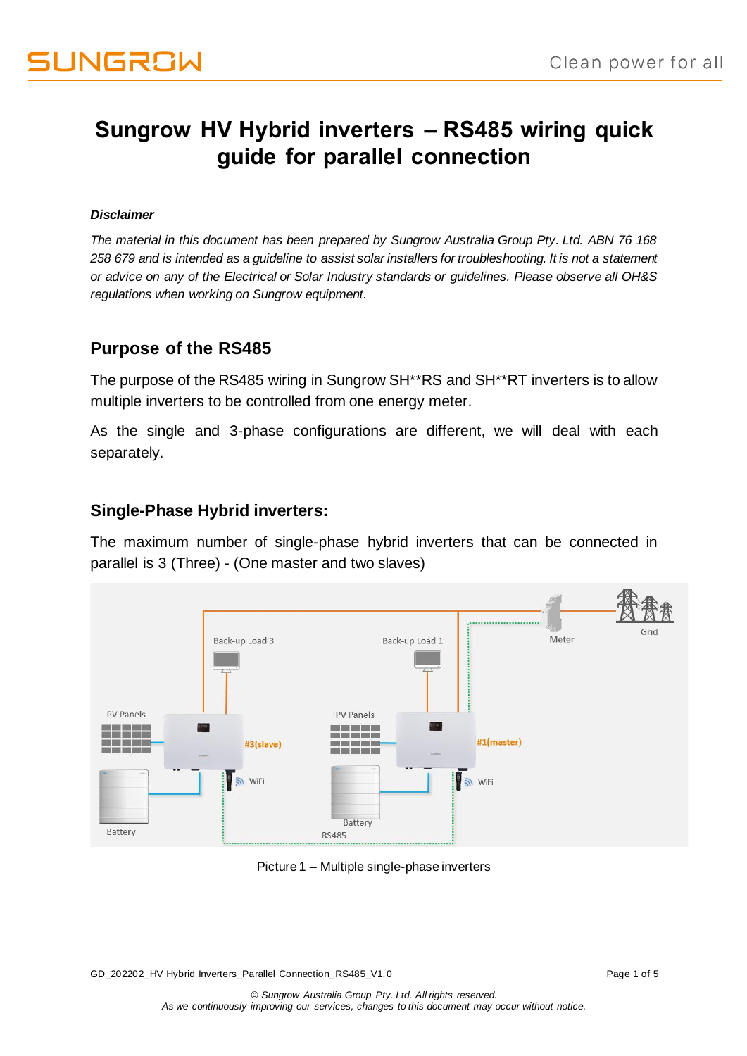# Sungrow HV Hybrid inverters – RS485 wiring quick guide for parallel connection

***Disclaimer***

*The material in this document has been prepared by Sungrow Australia Group Pty. Ltd. ABN 76 168 258 679 and is intended as a guideline to assist solar installers for troubleshooting. It is not a statement or advice on any of the Electrical or Solar Industry standards or guidelines. Please observe all OH&S regulations when working on Sungrow equipment.*

## Purpose of the RS485

The purpose of the RS485 wiring in Sungrow SH**RS and SH**RT inverters is to allow multiple inverters to be controlled from one energy meter.

As the single and 3-phase configurations are different, we will deal with each separately.

## Single-Phase Hybrid inverters:

The maximum number of single-phase hybrid inverters that can be connected in parallel is 3 (Three) - (One master and two slaves)

Picture 1 – Multiple single-phase inverters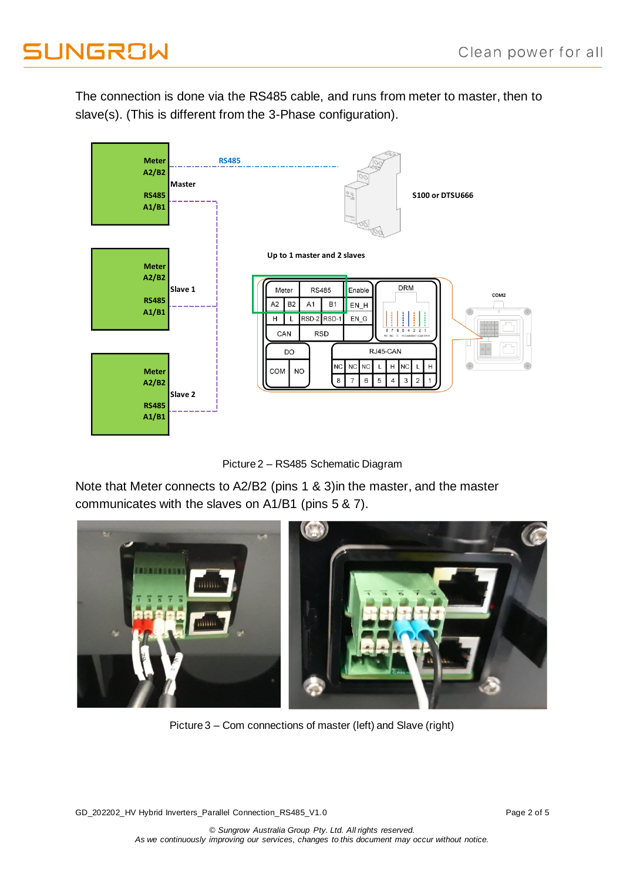The connection is done via the RS485 cable, and runs from meter to master, then to slave(s). (This is different from the 3-Phase configuration).

Picture 2 – RS485 Schematic Diagram

Note that Meter connects to A2/B2 (pins 1 & 3)in the master, and the master communicates with the slaves on A1/B1 (pins 5 & 7).

Picture 3 – Com connections of master (left) and Slave (right)

GD_202202_HV Hybrid Inverters_Parallel Connection_RS485_V1.0

*© Sungrow Australia Group Pty. Ltd. All rights reserved.*
*As we continuously improving our services, changes to this document may occur without notice.*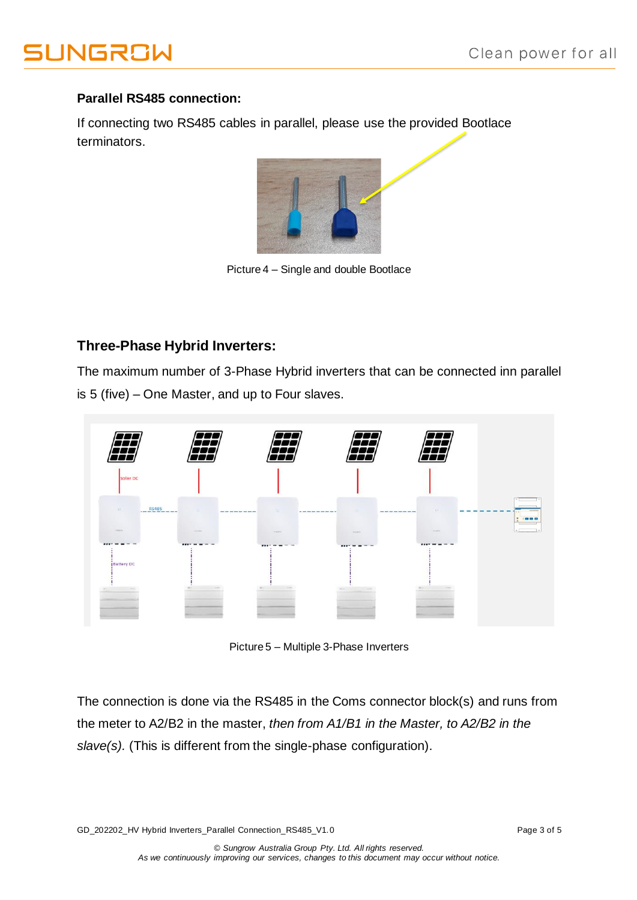**Parallel RS485 connection:**

If connecting two RS485 cables in parallel, please use the provided Bootlace terminators.

Picture 4 – Single and double Bootlace

## Three-Phase Hybrid Inverters:

The maximum number of 3-Phase Hybrid inverters that can be connected inn parallel is 5 (five) – One Master, and up to Four slaves.

Picture 5 – Multiple 3-Phase Inverters

The connection is done via the RS485 in the Coms connector block(s) and runs from the meter to A2/B2 in the master, *then from A1/B1 in the Master, to A2/B2 in the slave(s).* (This is different from the single-phase configuration).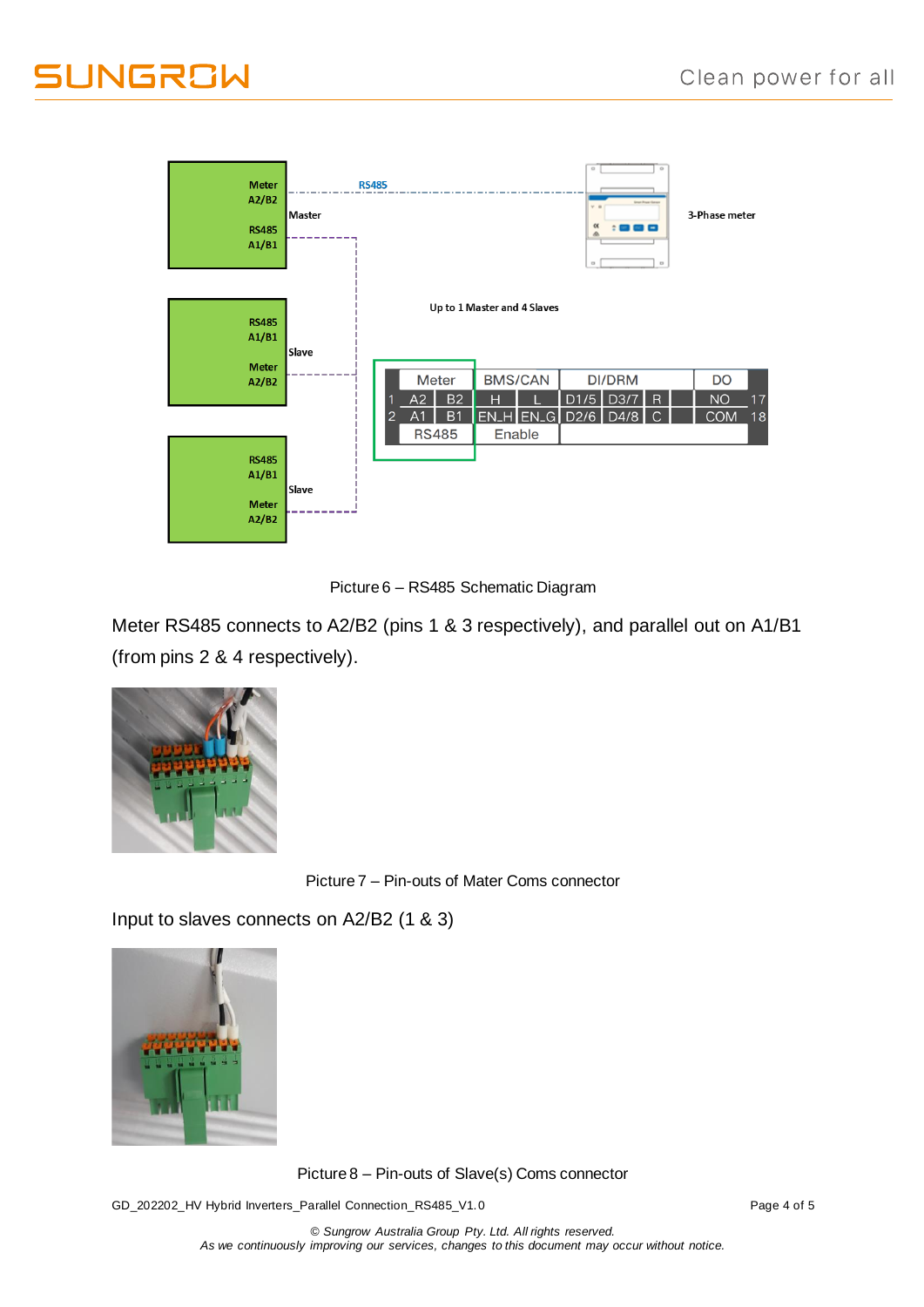Picture 6 – RS485 Schematic Diagram

Meter RS485 connects to A2/B2 (pins 1 & 3 respectively), and parallel out on A1/B1 (from pins 2 & 4 respectively).

Picture 7 – Pin-outs of Mater Coms connector

Input to slaves connects on A2/B2 (1 & 3)

Picture 8 – Pin-outs of Slave(s) Coms connector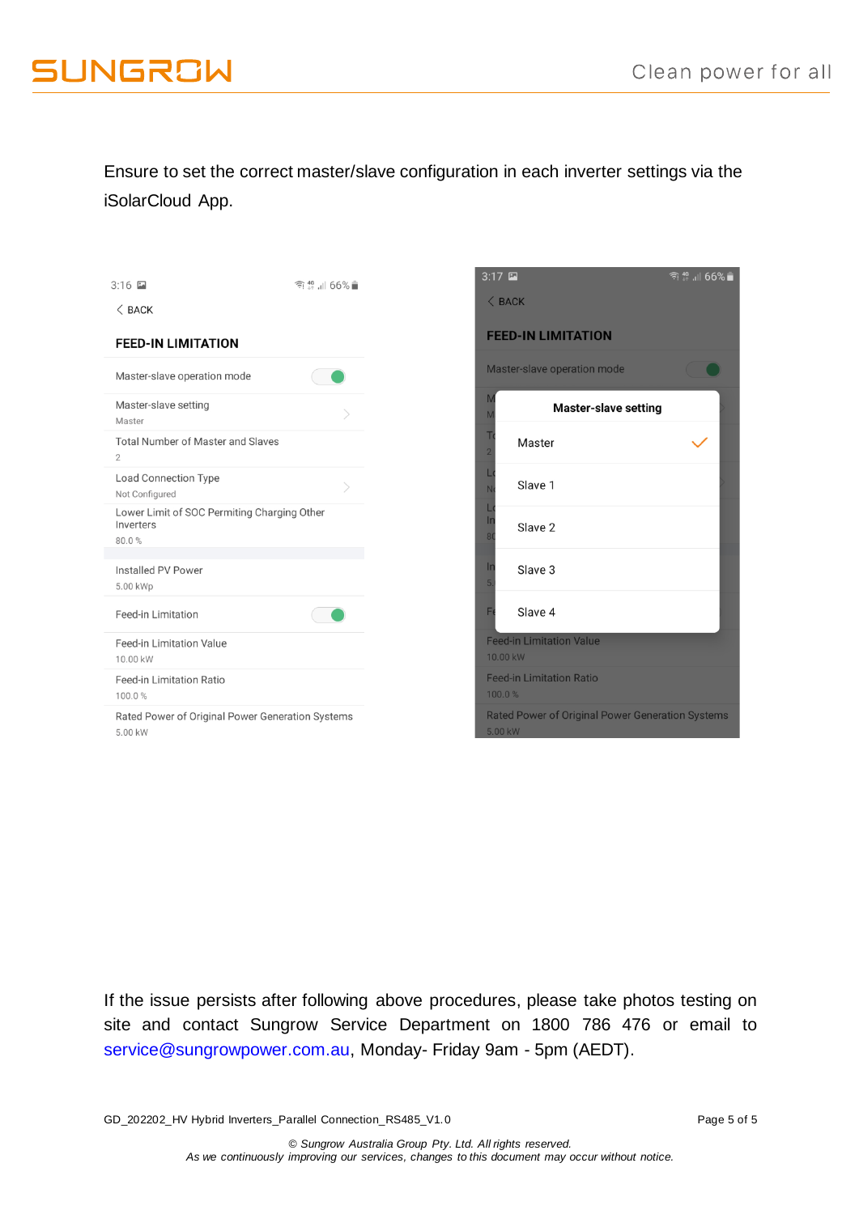Ensure to set the correct master/slave configuration in each inverter settings via the iSolarCloud App.

3:16

BACK

FEED-IN LIMITATION

Master-slave operation mode

Master-slave setting
Master

Total Number of Master and Slaves
2

Load Connection Type
Not Configured

Lower Limit of SOC Permiting Charging Other Inverters
80.0 %

Installed PV Power
5.00 kWp

Feed-in Limitation

Feed-in Limitation Value
10.00 kW

Feed-in Limitation Ratio
100.0 %

Rated Power of Original Power Generation Systems
5.00 kW

3:17

BACK

FEED-IN LIMITATION

Master-slave operation mode

Master-slave setting

Master

Slave 1

Slave 2

Slave 3

Slave 4

Feed-in Limitation Value
10.00 kW

Feed-in Limitation Ratio
100.0 %

Rated Power of Original Power Generation Systems
5.00 kW

If the issue persists after following above procedures, please take photos testing on site and contact Sungrow Service Department on 1800 786 476 or email to service@sungrowpower.com.au, Monday- Friday 9am - 5pm (AEDT).